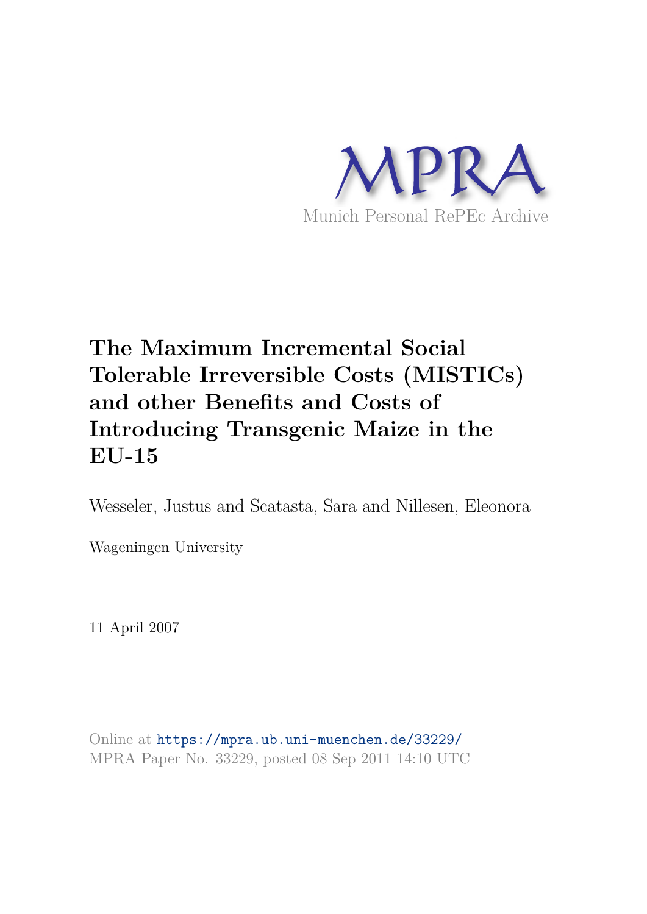MPRA

Munich Personal RePEc Archive

# The Maximum Incremental Social Tolerable Irreversible Costs (MISTICs) and other Benefits and Costs of Introducing Transgenic Maize in the EU-15

Wesseler, Justus and Scatasta, Sara and Nillesen, Eleonora

Wageningen University

11 April 2007

Online at https://mpra.ub.uni-muenchen.de/33229/
MPRA Paper No. 33229, posted 08 Sep 2011 14:10 UTC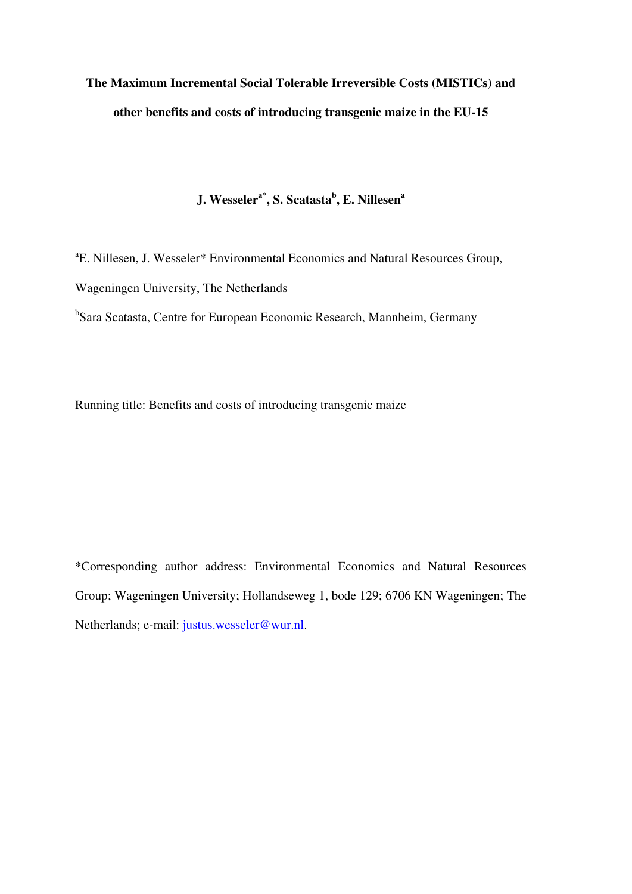# The Maximum Incremental Social Tolerable Irreversible Costs (MISTICs) and other benefits and costs of introducing transgenic maize in the EU-15

**J. Wesseler[a*], S. Scatasta[b], E. Nillesen[a]**

[a]E. Nillesen, J. Wesseler* Environmental Economics and Natural Resources Group, Wageningen University, The Netherlands

[b]Sara Scatasta, Centre for European Economic Research, Mannheim, Germany

Running title: Benefits and costs of introducing transgenic maize

*Corresponding author address: Environmental Economics and Natural Resources Group; Wageningen University; Hollandseweg 1, bode 129; 6706 KN Wageningen; The Netherlands; e-mail: justus.wesseler@wur.nl.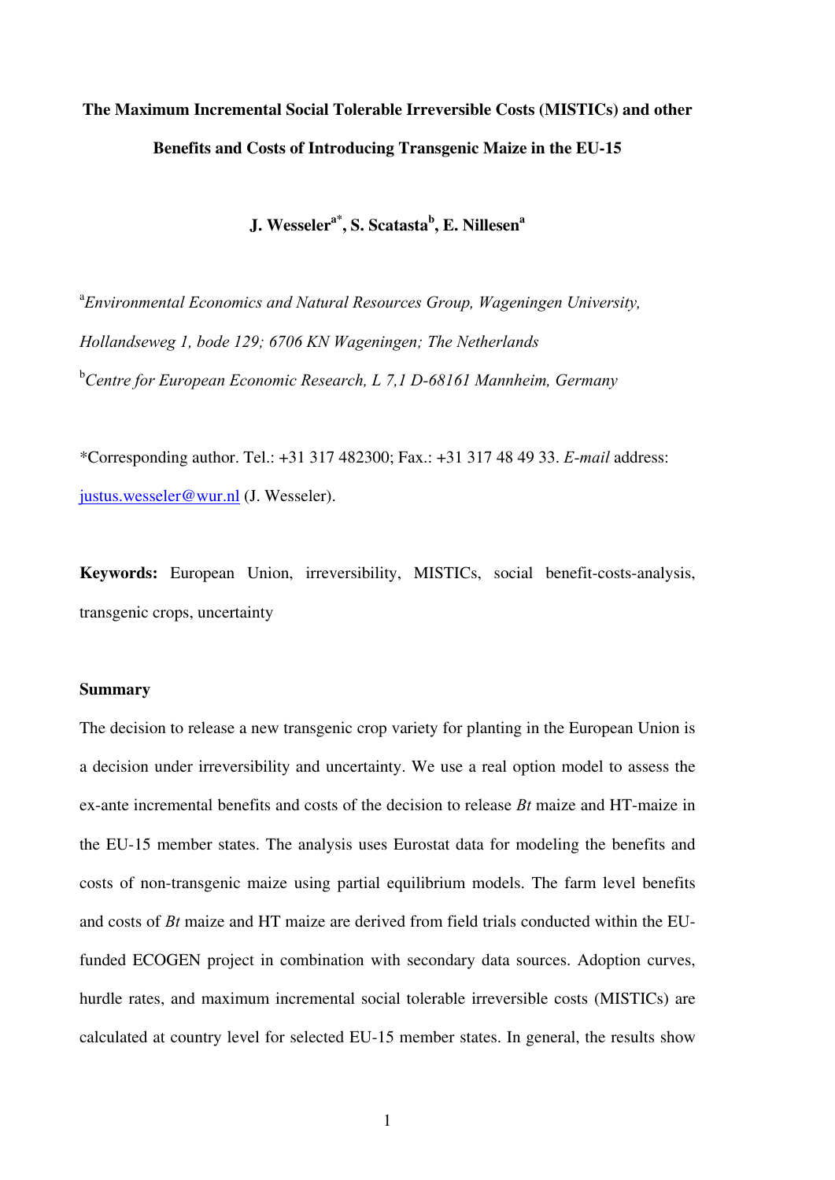**The Maximum Incremental Social Tolerable Irreversible Costs (MISTICs) and other Benefits and Costs of Introducing Transgenic Maize in the EU-15**

**J. Wesseler[a*], S. Scatasta[b], E. Nillesen[a]**

[a]*Environmental Economics and Natural Resources Group, Wageningen University, Hollandseweg 1, bode 129; 6706 KN Wageningen; The Netherlands*

[b]*Centre for European Economic Research, L 7,1 D-68161 Mannheim, Germany*

*Corresponding author. Tel.: +31 317 482300; Fax.: +31 317 48 49 33. *E-mail* address: justus.wesseler@wur.nl (J. Wesseler).

**Keywords:** European Union, irreversibility, MISTICs, social benefit-costs-analysis, transgenic crops, uncertainty

**Summary**

The decision to release a new transgenic crop variety for planting in the European Union is a decision under irreversibility and uncertainty. We use a real option model to assess the ex-ante incremental benefits and costs of the decision to release *Bt* maize and HT-maize in the EU-15 member states. The analysis uses Eurostat data for modeling the benefits and costs of non-transgenic maize using partial equilibrium models. The farm level benefits and costs of *Bt* maize and HT maize are derived from field trials conducted within the EU-funded ECOGEN project in combination with secondary data sources. Adoption curves, hurdle rates, and maximum incremental social tolerable irreversible costs (MISTICs) are calculated at country level for selected EU-15 member states. In general, the results show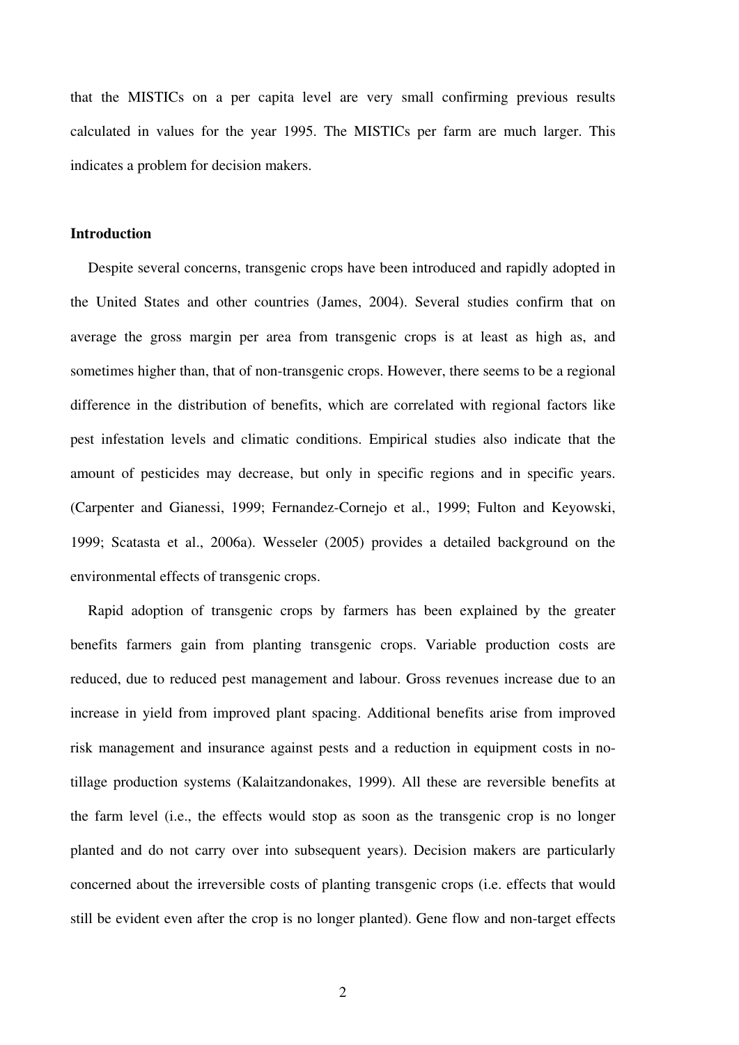that the MISTICs on a per capita level are very small confirming previous results calculated in values for the year 1995. The MISTICs per farm are much larger. This indicates a problem for decision makers.

**Introduction**

Despite several concerns, transgenic crops have been introduced and rapidly adopted in the United States and other countries (James, 2004). Several studies confirm that on average the gross margin per area from transgenic crops is at least as high as, and sometimes higher than, that of non-transgenic crops. However, there seems to be a regional difference in the distribution of benefits, which are correlated with regional factors like pest infestation levels and climatic conditions. Empirical studies also indicate that the amount of pesticides may decrease, but only in specific regions and in specific years. (Carpenter and Gianessi, 1999; Fernandez-Cornejo et al., 1999; Fulton and Keyowski, 1999; Scatasta et al., 2006a). Wesseler (2005) provides a detailed background on the environmental effects of transgenic crops.

Rapid adoption of transgenic crops by farmers has been explained by the greater benefits farmers gain from planting transgenic crops. Variable production costs are reduced, due to reduced pest management and labour. Gross revenues increase due to an increase in yield from improved plant spacing. Additional benefits arise from improved risk management and insurance against pests and a reduction in equipment costs in no-tillage production systems (Kalaitzandonakes, 1999). All these are reversible benefits at the farm level (i.e., the effects would stop as soon as the transgenic crop is no longer planted and do not carry over into subsequent years). Decision makers are particularly concerned about the irreversible costs of planting transgenic crops (i.e. effects that would still be evident even after the crop is no longer planted). Gene flow and non-target effects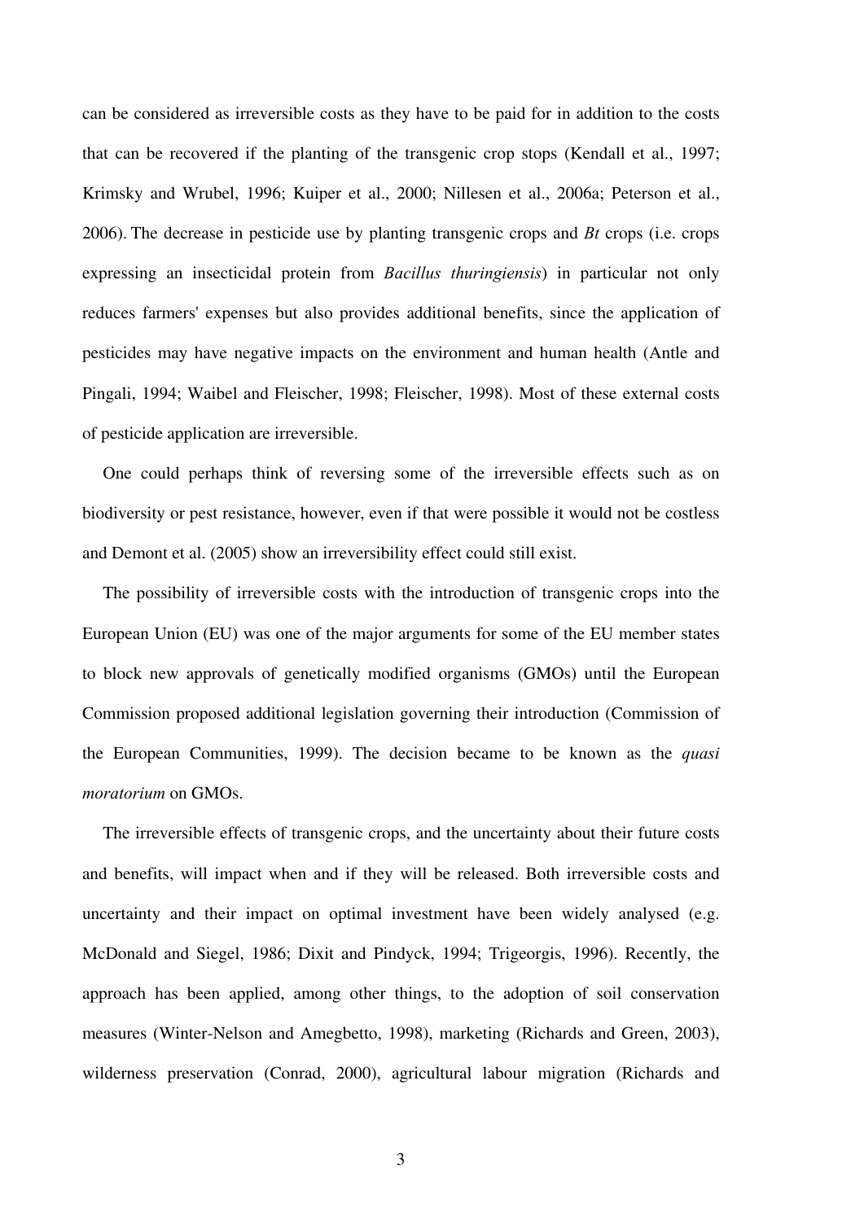can be considered as irreversible costs as they have to be paid for in addition to the costs that can be recovered if the planting of the transgenic crop stops (Kendall et al., 1997; Krimsky and Wrubel, 1996; Kuiper et al., 2000; Nillesen et al., 2006a; Peterson et al., 2006). The decrease in pesticide use by planting transgenic crops and *Bt* crops (i.e. crops expressing an insecticidal protein from *Bacillus thuringiensis*) in particular not only reduces farmers' expenses but also provides additional benefits, since the application of pesticides may have negative impacts on the environment and human health (Antle and Pingali, 1994; Waibel and Fleischer, 1998; Fleischer, 1998). Most of these external costs of pesticide application are irreversible.

One could perhaps think of reversing some of the irreversible effects such as on biodiversity or pest resistance, however, even if that were possible it would not be costless and Demont et al. (2005) show an irreversibility effect could still exist.

The possibility of irreversible costs with the introduction of transgenic crops into the European Union (EU) was one of the major arguments for some of the EU member states to block new approvals of genetically modified organisms (GMOs) until the European Commission proposed additional legislation governing their introduction (Commission of the European Communities, 1999). The decision became to be known as the *quasi moratorium* on GMOs.

The irreversible effects of transgenic crops, and the uncertainty about their future costs and benefits, will impact when and if they will be released. Both irreversible costs and uncertainty and their impact on optimal investment have been widely analysed (e.g. McDonald and Siegel, 1986; Dixit and Pindyck, 1994; Trigeorgis, 1996). Recently, the approach has been applied, among other things, to the adoption of soil conservation measures (Winter-Nelson and Amegbetto, 1998), marketing (Richards and Green, 2003), wilderness preservation (Conrad, 2000), agricultural labour migration (Richards and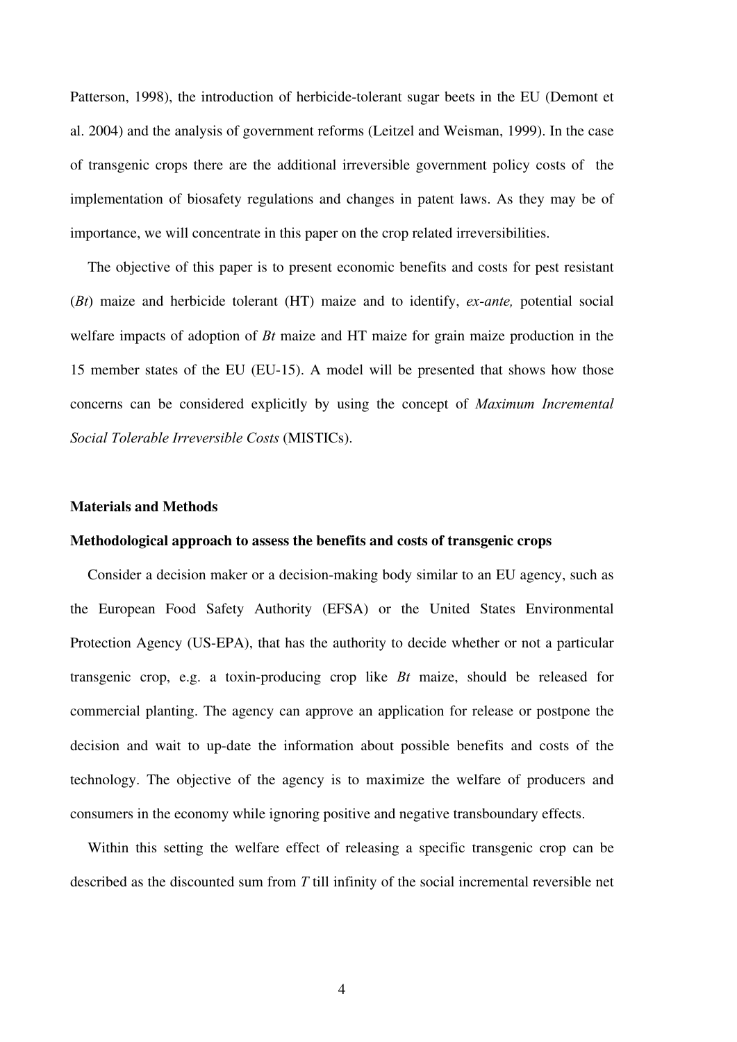Patterson, 1998), the introduction of herbicide-tolerant sugar beets in the EU (Demont et al. 2004) and the analysis of government reforms (Leitzel and Weisman, 1999). In the case of transgenic crops there are the additional irreversible government policy costs of the implementation of biosafety regulations and changes in patent laws. As they may be of importance, we will concentrate in this paper on the crop related irreversibilities.

The objective of this paper is to present economic benefits and costs for pest resistant (*Bt*) maize and herbicide tolerant (HT) maize and to identify, *ex-ante,* potential social welfare impacts of adoption of *Bt* maize and HT maize for grain maize production in the 15 member states of the EU (EU-15). A model will be presented that shows how those concerns can be considered explicitly by using the concept of *Maximum Incremental Social Tolerable Irreversible Costs* (MISTICs).

## Materials and Methods

### Methodological approach to assess the benefits and costs of transgenic crops

Consider a decision maker or a decision-making body similar to an EU agency, such as the European Food Safety Authority (EFSA) or the United States Environmental Protection Agency (US-EPA), that has the authority to decide whether or not a particular transgenic crop, e.g. a toxin-producing crop like *Bt* maize, should be released for commercial planting. The agency can approve an application for release or postpone the decision and wait to up-date the information about possible benefits and costs of the technology. The objective of the agency is to maximize the welfare of producers and consumers in the economy while ignoring positive and negative transboundary effects.

Within this setting the welfare effect of releasing a specific transgenic crop can be described as the discounted sum from *T* till infinity of the social incremental reversible net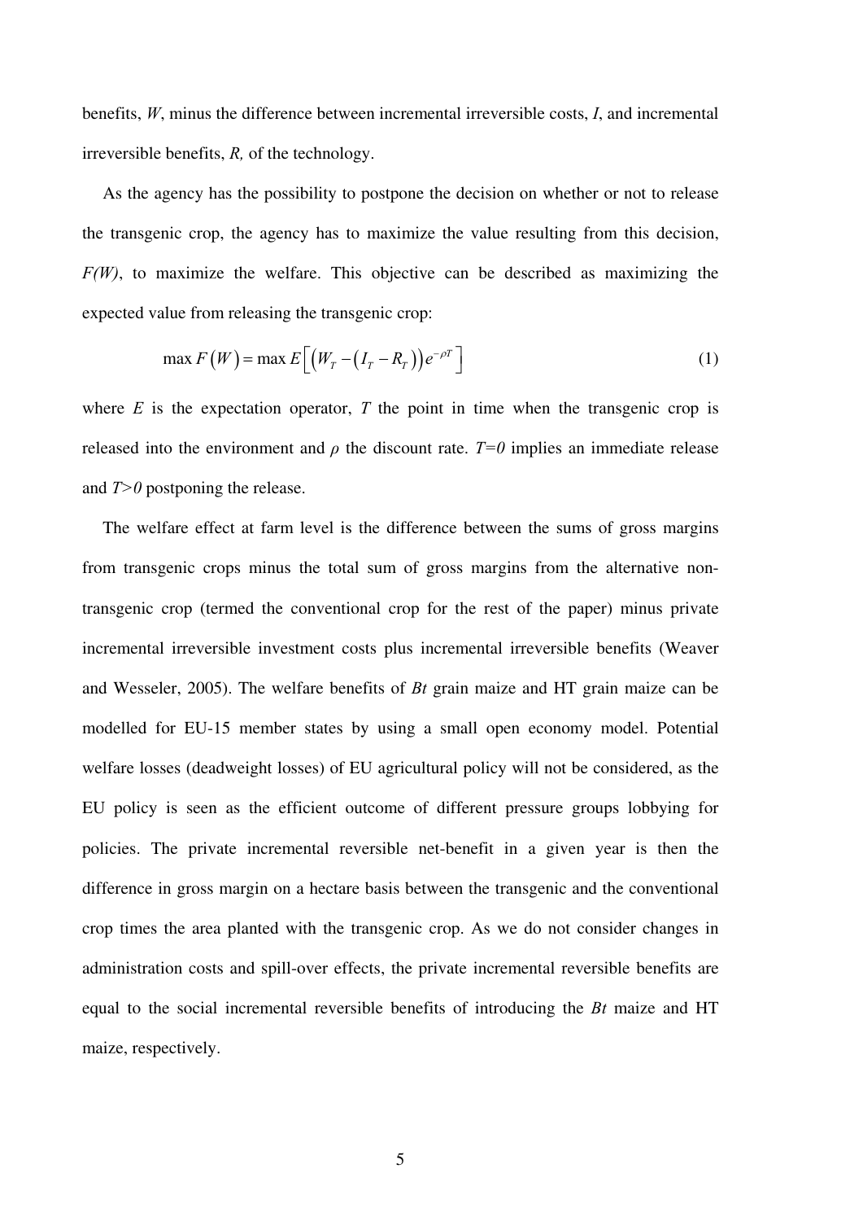benefits, $W$, minus the difference between incremental irreversible costs, $I$, and incremental irreversible benefits, $R$, of the technology.

As the agency has the possibility to postpone the decision on whether or not to release the transgenic crop, the agency has to maximize the value resulting from this decision, $F(W)$, to maximize the welfare. This objective can be described as maximizing the expected value from releasing the transgenic crop:

$$\max F(W) = \max E\left[\left(W_T - \left(I_T - R_T\right)\right)e^{-\rho T}\right] \tag{1}$$

where $E$ is the expectation operator, $T$ the point in time when the transgenic crop is released into the environment and $\rho$ the discount rate. $T=0$ implies an immediate release and $T>0$ postponing the release.

The welfare effect at farm level is the difference between the sums of gross margins from transgenic crops minus the total sum of gross margins from the alternative non-transgenic crop (termed the conventional crop for the rest of the paper) minus private incremental irreversible investment costs plus incremental irreversible benefits (Weaver and Wesseler, 2005). The welfare benefits of *Bt* grain maize and HT grain maize can be modelled for EU-15 member states by using a small open economy model. Potential welfare losses (deadweight losses) of EU agricultural policy will not be considered, as the EU policy is seen as the efficient outcome of different pressure groups lobbying for policies. The private incremental reversible net-benefit in a given year is then the difference in gross margin on a hectare basis between the transgenic and the conventional crop times the area planted with the transgenic crop. As we do not consider changes in administration costs and spill-over effects, the private incremental reversible benefits are equal to the social incremental reversible benefits of introducing the *Bt* maize and HT maize, respectively.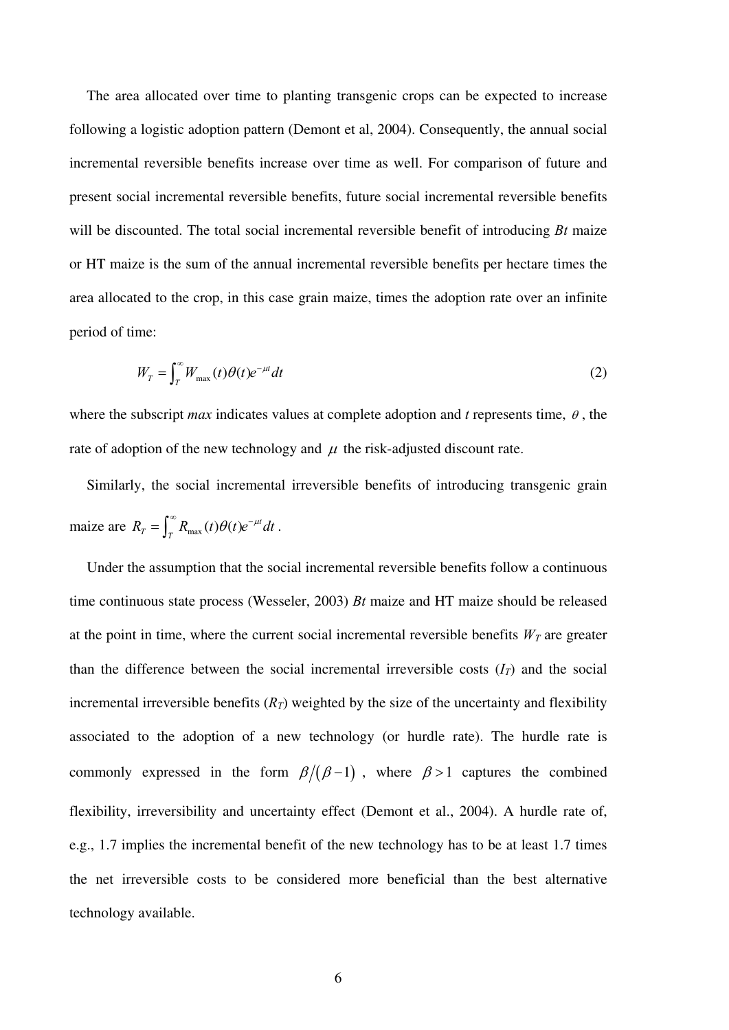The area allocated over time to planting transgenic crops can be expected to increase following a logistic adoption pattern (Demont et al, 2004). Consequently, the annual social incremental reversible benefits increase over time as well. For comparison of future and present social incremental reversible benefits, future social incremental reversible benefits will be discounted. The total social incremental reversible benefit of introducing *Bt* maize or HT maize is the sum of the annual incremental reversible benefits per hectare times the area allocated to the crop, in this case grain maize, times the adoption rate over an infinite period of time:

$$W_T = \int_T^{\infty} W_{\max}(t)\theta(t)e^{-\mu t}dt \qquad (2)$$

where the subscript *max* indicates values at complete adoption and *t* represents time, $\theta$, the rate of adoption of the new technology and $\mu$ the risk-adjusted discount rate.

Similarly, the social incremental irreversible benefits of introducing transgenic grain maize are $R_T = \int_T^{\infty} R_{\max}(t)\theta(t)e^{-\mu t}dt$.

Under the assumption that the social incremental reversible benefits follow a continuous time continuous state process (Wesseler, 2003) *Bt* maize and HT maize should be released at the point in time, where the current social incremental reversible benefits $W_T$ are greater than the difference between the social incremental irreversible costs ($I_T$) and the social incremental irreversible benefits ($R_T$) weighted by the size of the uncertainty and flexibility associated to the adoption of a new technology (or hurdle rate). The hurdle rate is commonly expressed in the form $\beta/(\beta-1)$, where $\beta > 1$ captures the combined flexibility, irreversibility and uncertainty effect (Demont et al., 2004). A hurdle rate of, e.g., 1.7 implies the incremental benefit of the new technology has to be at least 1.7 times the net irreversible costs to be considered more beneficial than the best alternative technology available.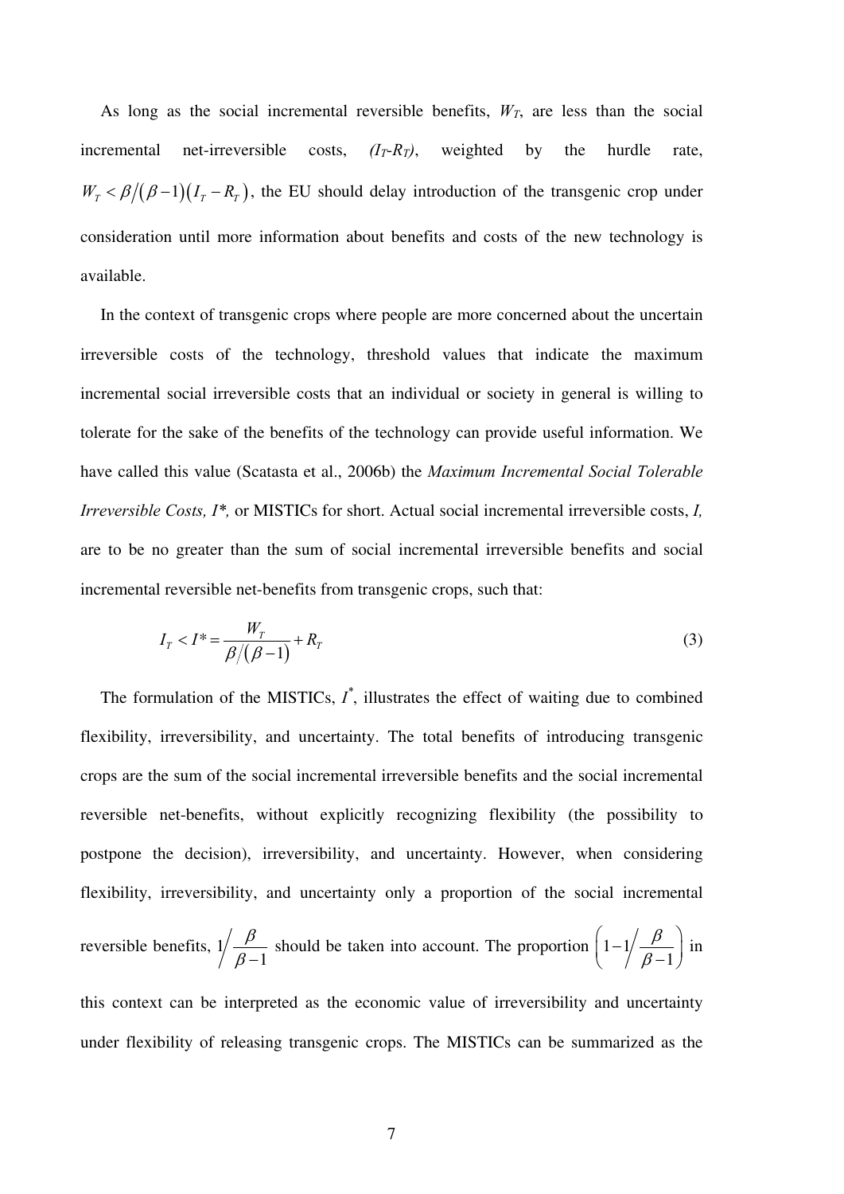As long as the social incremental reversible benefits, $W_T$, are less than the social incremental net-irreversible costs, $(I_T$-$R_T)$, weighted by the hurdle rate, $W_T < \beta/(\beta-1)(I_T - R_T)$, the EU should delay introduction of the transgenic crop under consideration until more information about benefits and costs of the new technology is available.

In the context of transgenic crops where people are more concerned about the uncertain irreversible costs of the technology, threshold values that indicate the maximum incremental social irreversible costs that an individual or society in general is willing to tolerate for the sake of the benefits of the technology can provide useful information. We have called this value (Scatasta et al., 2006b) the *Maximum Incremental Social Tolerable Irreversible Costs, I\**, or MISTICs for short. Actual social incremental irreversible costs, *I*, are to be no greater than the sum of social incremental irreversible benefits and social incremental reversible net-benefits from transgenic crops, such that:

$$I_T < I^* = \frac{W_T}{\beta/(\beta-1)} + R_T \tag{3}$$

The formulation of the MISTICs, $I^*$, illustrates the effect of waiting due to combined flexibility, irreversibility, and uncertainty. The total benefits of introducing transgenic crops are the sum of the social incremental irreversible benefits and the social incremental reversible net-benefits, without explicitly recognizing flexibility (the possibility to postpone the decision), irreversibility, and uncertainty. However, when considering flexibility, irreversibility, and uncertainty only a proportion of the social incremental reversible benefits, $1\Big/\dfrac{\beta}{\beta-1}$ should be taken into account. The proportion $\left(1-1\Big/\dfrac{\beta}{\beta-1}\right)$ in this context can be interpreted as the economic value of irreversibility and uncertainty under flexibility of releasing transgenic crops. The MISTICs can be summarized as the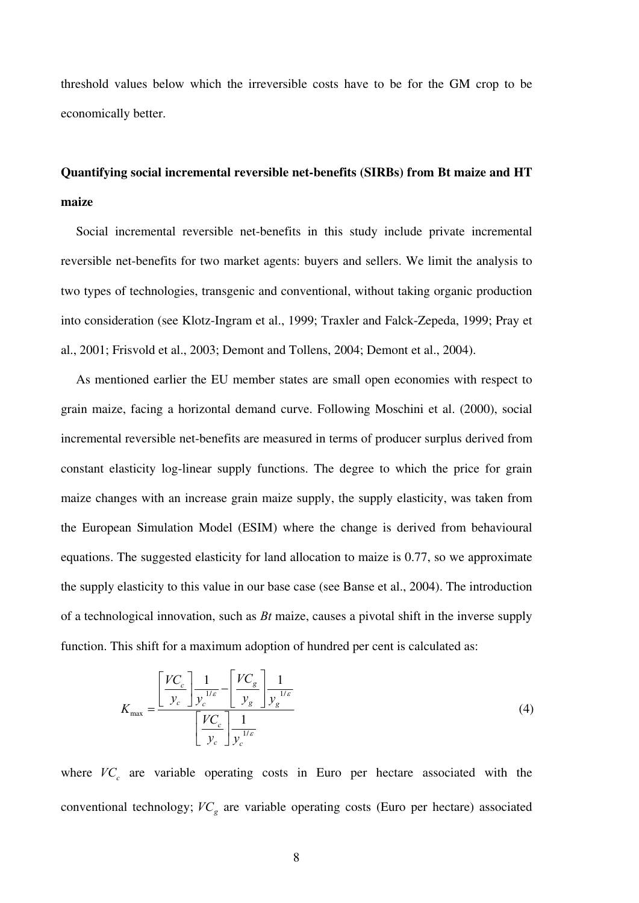threshold values below which the irreversible costs have to be for the GM crop to be economically better.

## Quantifying social incremental reversible net-benefits (SIRBs) from Bt maize and HT maize

Social incremental reversible net-benefits in this study include private incremental reversible net-benefits for two market agents: buyers and sellers. We limit the analysis to two types of technologies, transgenic and conventional, without taking organic production into consideration (see Klotz-Ingram et al., 1999; Traxler and Falck-Zepeda, 1999; Pray et al., 2001; Frisvold et al., 2003; Demont and Tollens, 2004; Demont et al., 2004).

As mentioned earlier the EU member states are small open economies with respect to grain maize, facing a horizontal demand curve. Following Moschini et al. (2000), social incremental reversible net-benefits are measured in terms of producer surplus derived from constant elasticity log-linear supply functions. The degree to which the price for grain maize changes with an increase grain maize supply, the supply elasticity, was taken from the European Simulation Model (ESIM) where the change is derived from behavioural equations. The suggested elasticity for land allocation to maize is 0.77, so we approximate the supply elasticity to this value in our base case (see Banse et al., 2004). The introduction of a technological innovation, such as *Bt* maize, causes a pivotal shift in the inverse supply function. This shift for a maximum adoption of hundred per cent is calculated as:

$$K_{\max} = \frac{\left[\dfrac{VC_c}{y_c}\right]\dfrac{1}{y_c^{1/\varepsilon}} - \left[\dfrac{VC_g}{y_g}\right]\dfrac{1}{y_g^{1/\varepsilon}}}{\left[\dfrac{VC_c}{y_c}\right]\dfrac{1}{y_c^{1/\varepsilon}}} \tag{4}$$

where $VC_c$ are variable operating costs in Euro per hectare associated with the conventional technology; $VC_g$ are variable operating costs (Euro per hectare) associated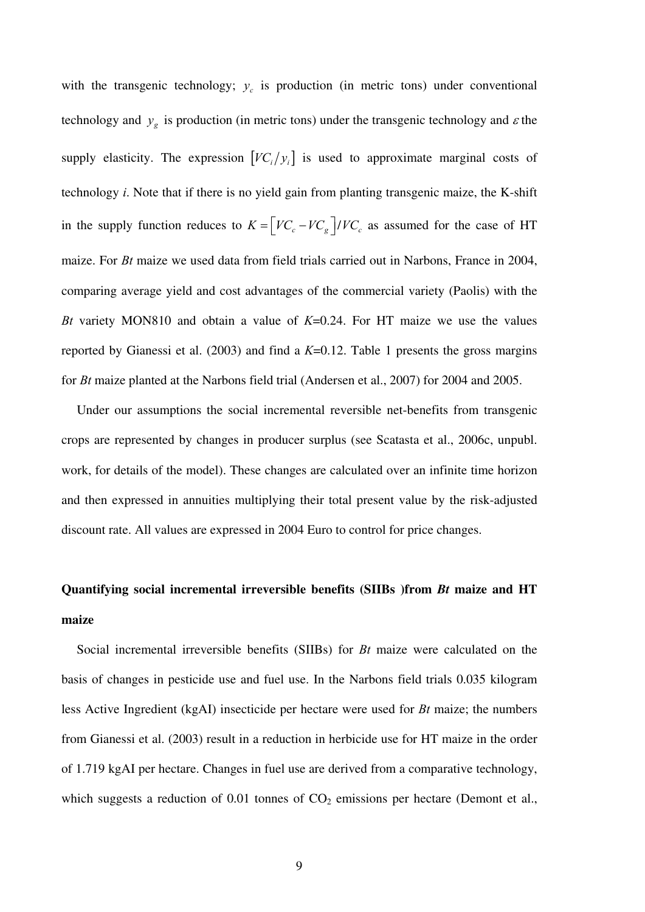with the transgenic technology; $y_c$ is production (in metric tons) under conventional technology and $y_g$ is production (in metric tons) under the transgenic technology and $\varepsilon$ the supply elasticity. The expression $\left[VC_i/y_i\right]$ is used to approximate marginal costs of technology *i*. Note that if there is no yield gain from planting transgenic maize, the K-shift in the supply function reduces to $K = \left[VC_c - VC_g\right]/VC_c$ as assumed for the case of HT maize. For *Bt* maize we used data from field trials carried out in Narbons, France in 2004, comparing average yield and cost advantages of the commercial variety (Paolis) with the *Bt* variety MON810 and obtain a value of *K*=0.24. For HT maize we use the values reported by Gianessi et al. (2003) and find a *K*=0.12. Table 1 presents the gross margins for *Bt* maize planted at the Narbons field trial (Andersen et al., 2007) for 2004 and 2005.

Under our assumptions the social incremental reversible net-benefits from transgenic crops are represented by changes in producer surplus (see Scatasta et al., 2006c, unpubl. work, for details of the model). These changes are calculated over an infinite time horizon and then expressed in annuities multiplying their total present value by the risk-adjusted discount rate. All values are expressed in 2004 Euro to control for price changes.

## Quantifying social incremental irreversible benefits (SIIBs )from *Bt* maize and HT maize

Social incremental irreversible benefits (SIIBs) for *Bt* maize were calculated on the basis of changes in pesticide use and fuel use. In the Narbons field trials 0.035 kilogram less Active Ingredient (kgAI) insecticide per hectare were used for *Bt* maize; the numbers from Gianessi et al. (2003) result in a reduction in herbicide use for HT maize in the order of 1.719 kgAI per hectare. Changes in fuel use are derived from a comparative technology, which suggests a reduction of 0.01 tonnes of $CO_2$ emissions per hectare (Demont et al.,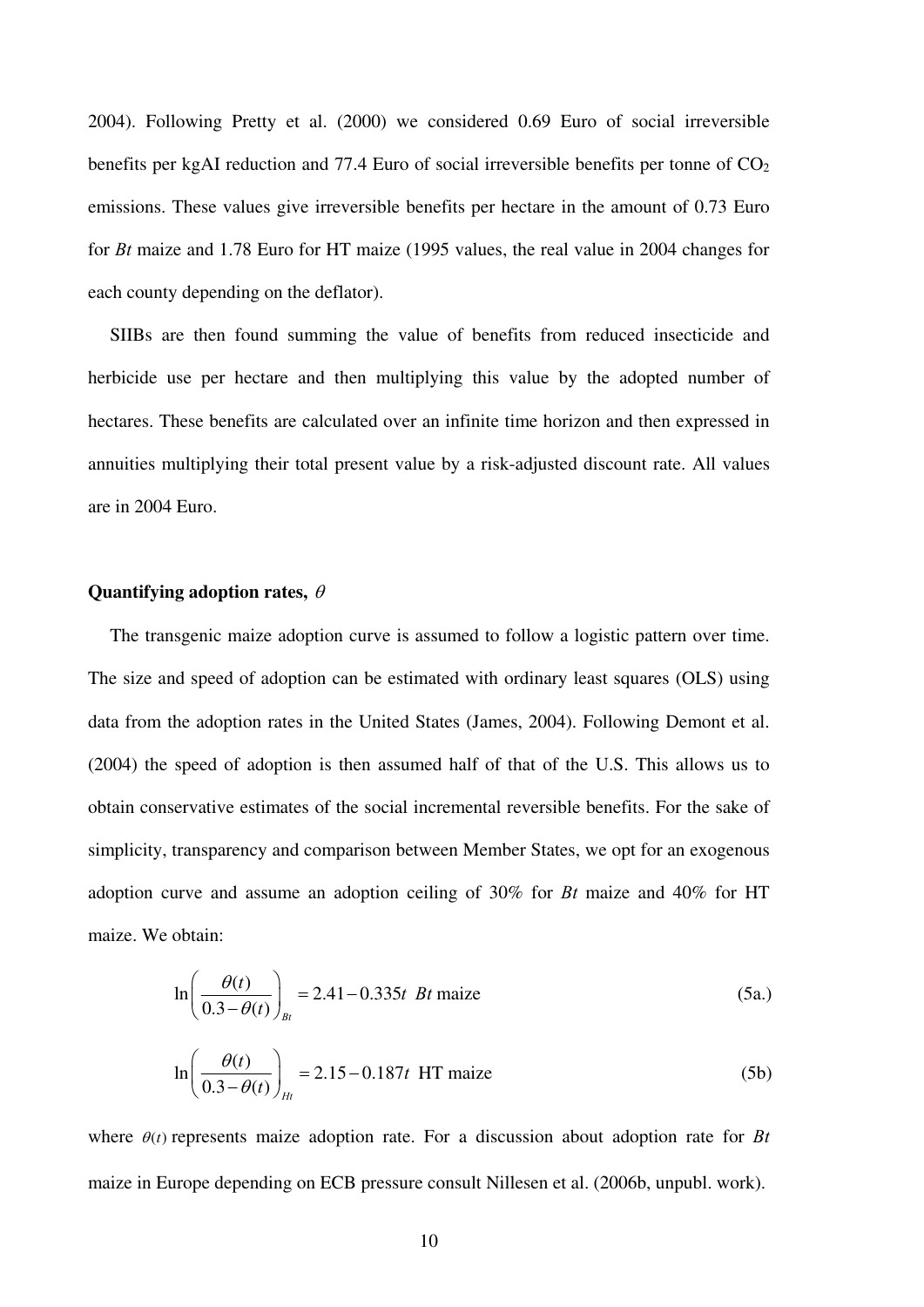2004). Following Pretty et al. (2000) we considered 0.69 Euro of social irreversible benefits per kgAI reduction and 77.4 Euro of social irreversible benefits per tonne of $CO_2$ emissions. These values give irreversible benefits per hectare in the amount of 0.73 Euro for *Bt* maize and 1.78 Euro for HT maize (1995 values, the real value in 2004 changes for each county depending on the deflator).

SIIBs are then found summing the value of benefits from reduced insecticide and herbicide use per hectare and then multiplying this value by the adopted number of hectares. These benefits are calculated over an infinite time horizon and then expressed in annuities multiplying their total present value by a risk-adjusted discount rate. All values are in 2004 Euro.

**Quantifying adoption rates, $\theta$**

The transgenic maize adoption curve is assumed to follow a logistic pattern over time. The size and speed of adoption can be estimated with ordinary least squares (OLS) using data from the adoption rates in the United States (James, 2004). Following Demont et al. (2004) the speed of adoption is then assumed half of that of the U.S. This allows us to obtain conservative estimates of the social incremental reversible benefits. For the sake of simplicity, transparency and comparison between Member States, we opt for an exogenous adoption curve and assume an adoption ceiling of 30% for *Bt* maize and 40% for HT maize. We obtain:

$$\ln\left(\frac{\theta(t)}{0.3-\theta(t)}\right)_{Bt} = 2.41 - 0.335t \;\; Bt \text{ maize} \tag{5a.}$$

$$\ln\left(\frac{\theta(t)}{0.3-\theta(t)}\right)_{Ht} = 2.15 - 0.187t \;\; \text{HT maize} \tag{5b}$$

where $\theta(t)$ represents maize adoption rate. For a discussion about adoption rate for *Bt* maize in Europe depending on ECB pressure consult Nillesen et al. (2006b, unpubl. work).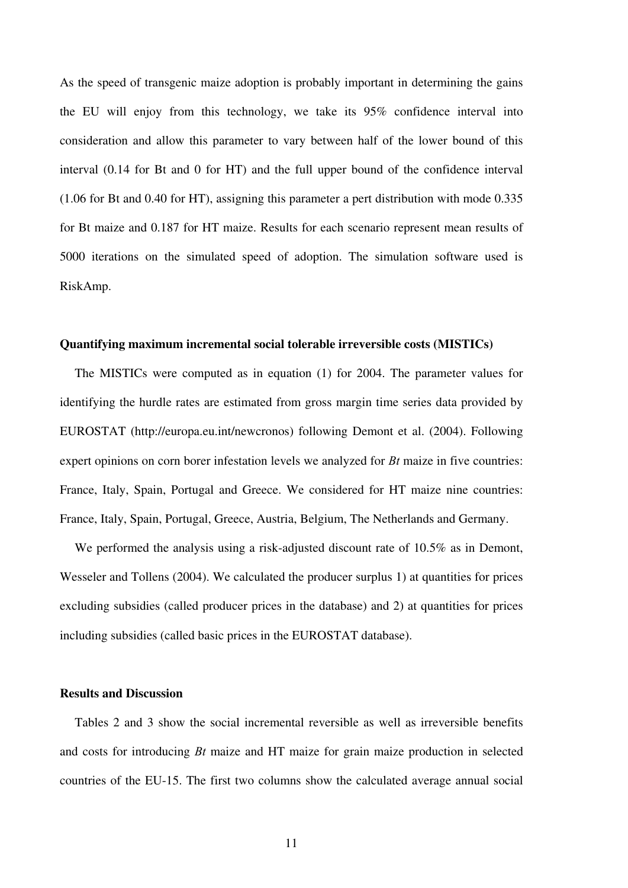As the speed of transgenic maize adoption is probably important in determining the gains the EU will enjoy from this technology, we take its 95% confidence interval into consideration and allow this parameter to vary between half of the lower bound of this interval (0.14 for Bt and 0 for HT) and the full upper bound of the confidence interval (1.06 for Bt and 0.40 for HT), assigning this parameter a pert distribution with mode 0.335 for Bt maize and 0.187 for HT maize. Results for each scenario represent mean results of 5000 iterations on the simulated speed of adoption. The simulation software used is RiskAmp.

### Quantifying maximum incremental social tolerable irreversible costs (MISTICs)

The MISTICs were computed as in equation (1) for 2004. The parameter values for identifying the hurdle rates are estimated from gross margin time series data provided by EUROSTAT (http://europa.eu.int/newcronos) following Demont et al. (2004). Following expert opinions on corn borer infestation levels we analyzed for *Bt* maize in five countries: France, Italy, Spain, Portugal and Greece. We considered for HT maize nine countries: France, Italy, Spain, Portugal, Greece, Austria, Belgium, The Netherlands and Germany.

We performed the analysis using a risk-adjusted discount rate of 10.5% as in Demont, Wesseler and Tollens (2004). We calculated the producer surplus 1) at quantities for prices excluding subsidies (called producer prices in the database) and 2) at quantities for prices including subsidies (called basic prices in the EUROSTAT database).

### Results and Discussion

Tables 2 and 3 show the social incremental reversible as well as irreversible benefits and costs for introducing *Bt* maize and HT maize for grain maize production in selected countries of the EU-15. The first two columns show the calculated average annual social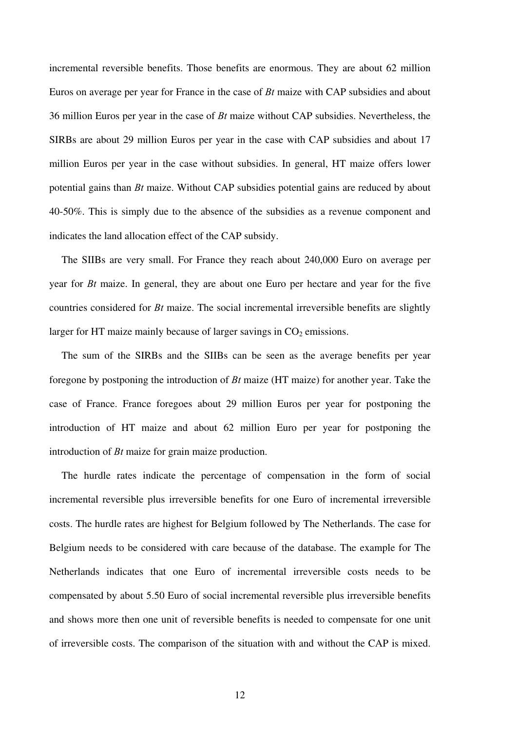incremental reversible benefits. Those benefits are enormous. They are about 62 million Euros on average per year for France in the case of *Bt* maize with CAP subsidies and about 36 million Euros per year in the case of *Bt* maize without CAP subsidies. Nevertheless, the SIRBs are about 29 million Euros per year in the case with CAP subsidies and about 17 million Euros per year in the case without subsidies. In general, HT maize offers lower potential gains than *Bt* maize. Without CAP subsidies potential gains are reduced by about 40-50%. This is simply due to the absence of the subsidies as a revenue component and indicates the land allocation effect of the CAP subsidy.

The SIIBs are very small. For France they reach about 240,000 Euro on average per year for *Bt* maize. In general, they are about one Euro per hectare and year for the five countries considered for *Bt* maize. The social incremental irreversible benefits are slightly larger for HT maize mainly because of larger savings in $CO_2$ emissions.

The sum of the SIRBs and the SIIBs can be seen as the average benefits per year foregone by postponing the introduction of *Bt* maize (HT maize) for another year. Take the case of France. France foregoes about 29 million Euros per year for postponing the introduction of HT maize and about 62 million Euro per year for postponing the introduction of *Bt* maize for grain maize production.

The hurdle rates indicate the percentage of compensation in the form of social incremental reversible plus irreversible benefits for one Euro of incremental irreversible costs. The hurdle rates are highest for Belgium followed by The Netherlands. The case for Belgium needs to be considered with care because of the database. The example for The Netherlands indicates that one Euro of incremental irreversible costs needs to be compensated by about 5.50 Euro of social incremental reversible plus irreversible benefits and shows more then one unit of reversible benefits is needed to compensate for one unit of irreversible costs. The comparison of the situation with and without the CAP is mixed.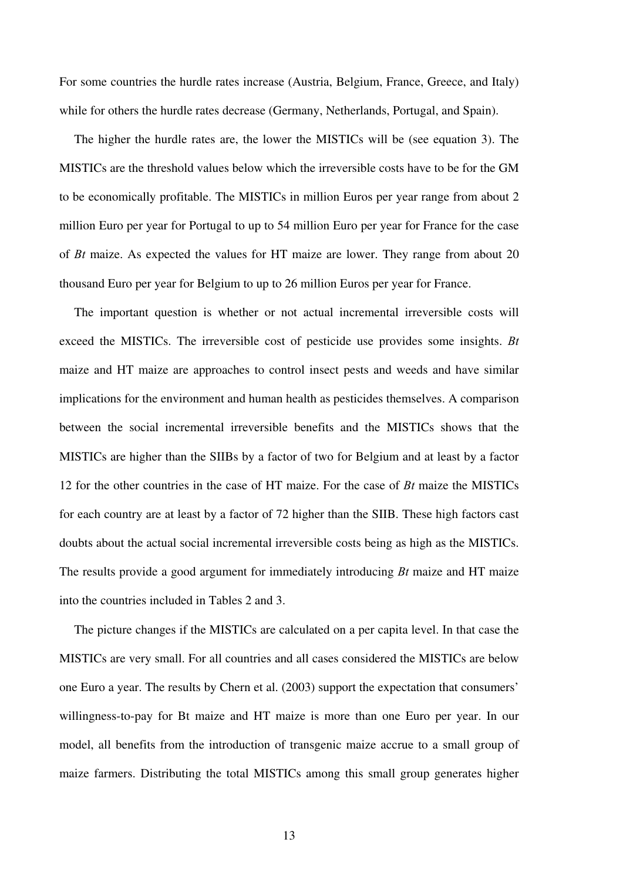For some countries the hurdle rates increase (Austria, Belgium, France, Greece, and Italy) while for others the hurdle rates decrease (Germany, Netherlands, Portugal, and Spain).

The higher the hurdle rates are, the lower the MISTICs will be (see equation 3). The MISTICs are the threshold values below which the irreversible costs have to be for the GM to be economically profitable. The MISTICs in million Euros per year range from about 2 million Euro per year for Portugal to up to 54 million Euro per year for France for the case of *Bt* maize. As expected the values for HT maize are lower. They range from about 20 thousand Euro per year for Belgium to up to 26 million Euros per year for France.

The important question is whether or not actual incremental irreversible costs will exceed the MISTICs. The irreversible cost of pesticide use provides some insights. *Bt* maize and HT maize are approaches to control insect pests and weeds and have similar implications for the environment and human health as pesticides themselves. A comparison between the social incremental irreversible benefits and the MISTICs shows that the MISTICs are higher than the SIIBs by a factor of two for Belgium and at least by a factor 12 for the other countries in the case of HT maize. For the case of *Bt* maize the MISTICs for each country are at least by a factor of 72 higher than the SIIB. These high factors cast doubts about the actual social incremental irreversible costs being as high as the MISTICs. The results provide a good argument for immediately introducing *Bt* maize and HT maize into the countries included in Tables 2 and 3.

The picture changes if the MISTICs are calculated on a per capita level. In that case the MISTICs are very small. For all countries and all cases considered the MISTICs are below one Euro a year. The results by Chern et al. (2003) support the expectation that consumers' willingness-to-pay for Bt maize and HT maize is more than one Euro per year. In our model, all benefits from the introduction of transgenic maize accrue to a small group of maize farmers. Distributing the total MISTICs among this small group generates higher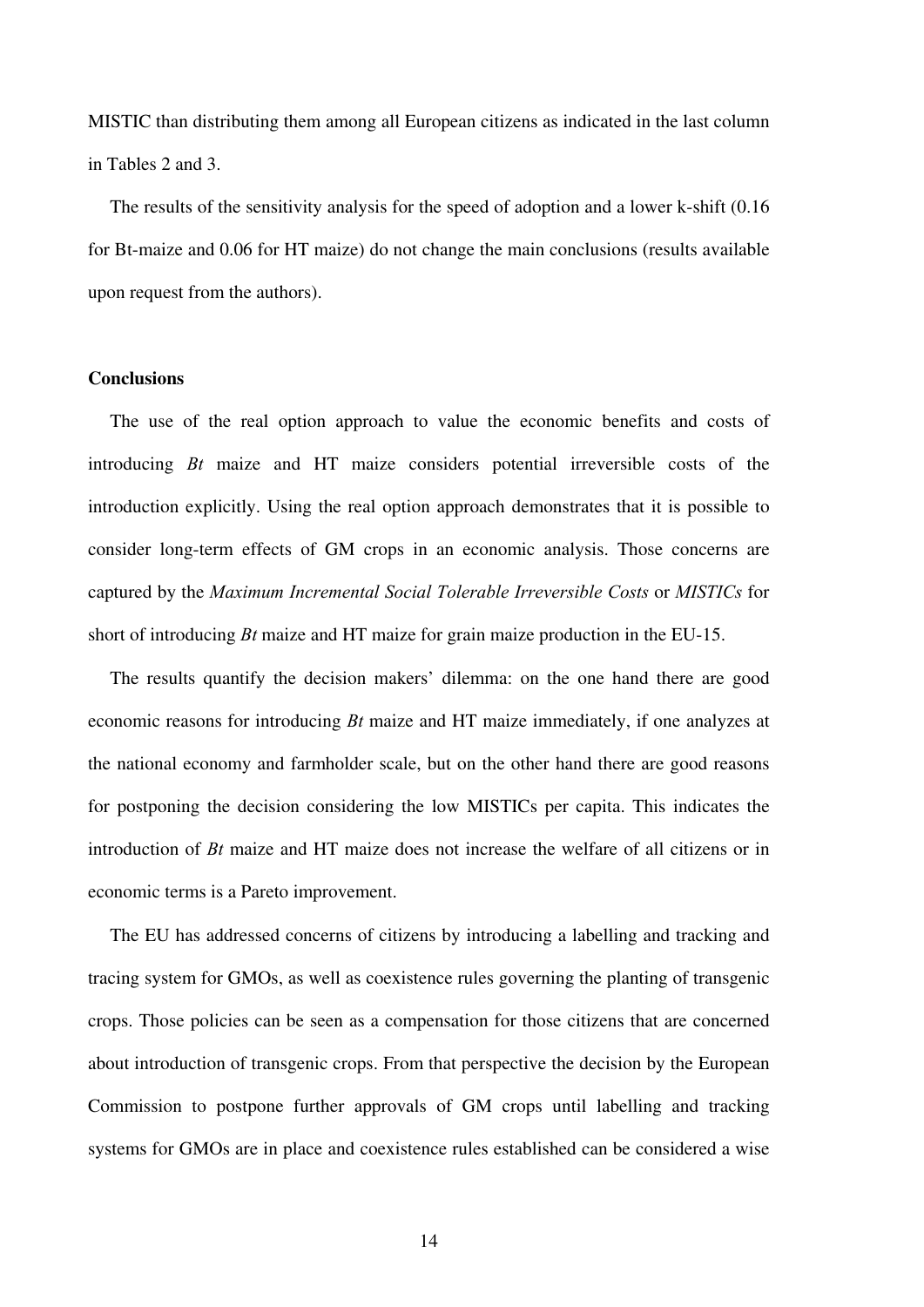MISTIC than distributing them among all European citizens as indicated in the last column in Tables 2 and 3.

The results of the sensitivity analysis for the speed of adoption and a lower k-shift (0.16 for Bt-maize and 0.06 for HT maize) do not change the main conclusions (results available upon request from the authors).

## Conclusions

The use of the real option approach to value the economic benefits and costs of introducing *Bt* maize and HT maize considers potential irreversible costs of the introduction explicitly. Using the real option approach demonstrates that it is possible to consider long-term effects of GM crops in an economic analysis. Those concerns are captured by the *Maximum Incremental Social Tolerable Irreversible Costs* or *MISTICs* for short of introducing *Bt* maize and HT maize for grain maize production in the EU-15.

The results quantify the decision makers' dilemma: on the one hand there are good economic reasons for introducing *Bt* maize and HT maize immediately, if one analyzes at the national economy and farmholder scale, but on the other hand there are good reasons for postponing the decision considering the low MISTICs per capita. This indicates the introduction of *Bt* maize and HT maize does not increase the welfare of all citizens or in economic terms is a Pareto improvement.

The EU has addressed concerns of citizens by introducing a labelling and tracking and tracing system for GMOs, as well as coexistence rules governing the planting of transgenic crops. Those policies can be seen as a compensation for those citizens that are concerned about introduction of transgenic crops. From that perspective the decision by the European Commission to postpone further approvals of GM crops until labelling and tracking systems for GMOs are in place and coexistence rules established can be considered a wise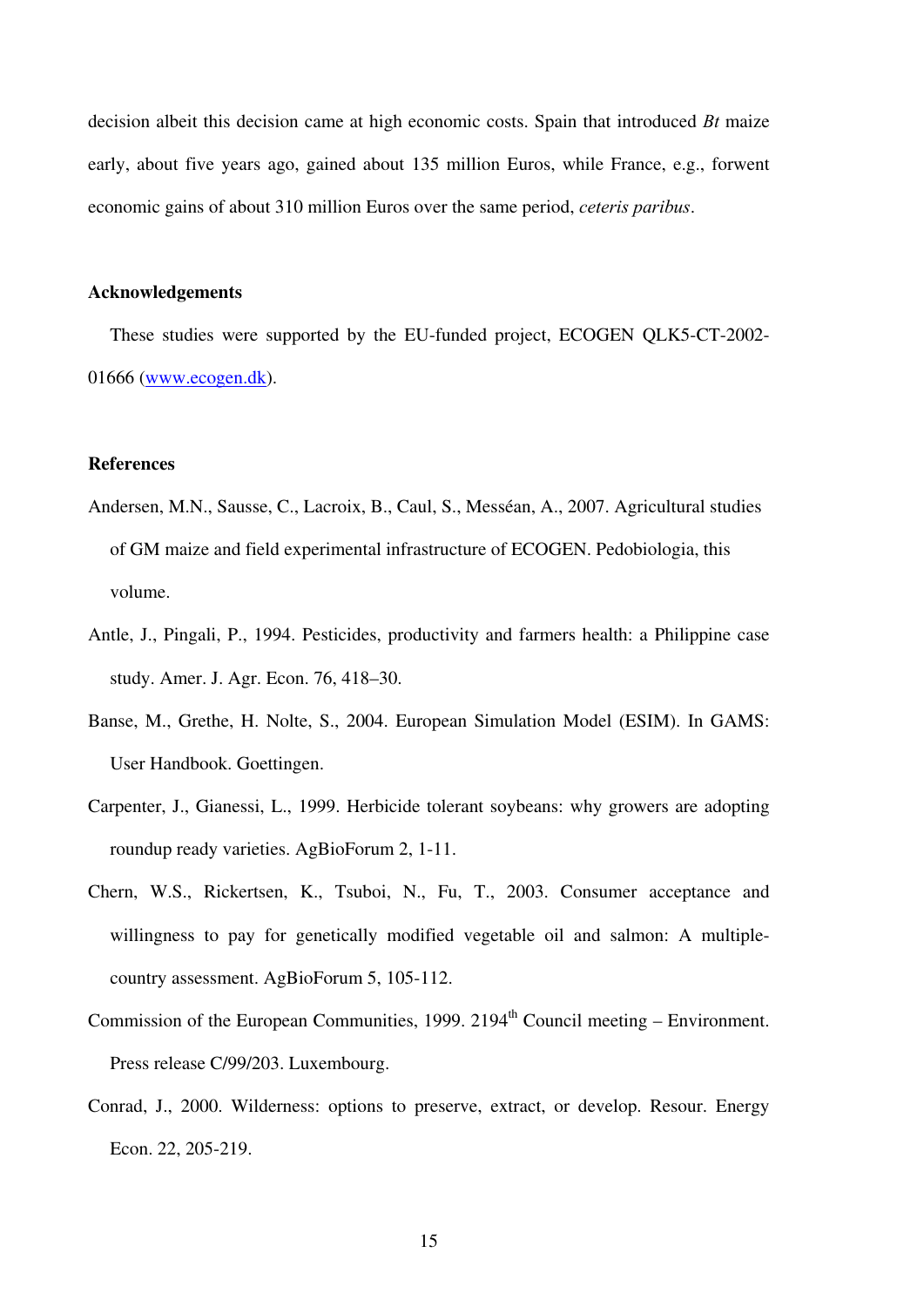decision albeit this decision came at high economic costs. Spain that introduced *Bt* maize early, about five years ago, gained about 135 million Euros, while France, e.g., forwent economic gains of about 310 million Euros over the same period, *ceteris paribus*.

## Acknowledgements

These studies were supported by the EU-funded project, ECOGEN QLK5-CT-2002-01666 (www.ecogen.dk).

## References

Andersen, M.N., Sausse, C., Lacroix, B., Caul, S., Messéan, A., 2007. Agricultural studies of GM maize and field experimental infrastructure of ECOGEN. Pedobiologia, this volume.

Antle, J., Pingali, P., 1994. Pesticides, productivity and farmers health: a Philippine case study. Amer. J. Agr. Econ. 76, 418–30.

Banse, M., Grethe, H. Nolte, S., 2004. European Simulation Model (ESIM). In GAMS: User Handbook. Goettingen.

Carpenter, J., Gianessi, L., 1999. Herbicide tolerant soybeans: why growers are adopting roundup ready varieties. AgBioForum 2, 1-11.

Chern, W.S., Rickertsen, K., Tsuboi, N., Fu, T., 2003. Consumer acceptance and willingness to pay for genetically modified vegetable oil and salmon: A multiple-country assessment. AgBioForum 5, 105-112.

Commission of the European Communities, 1999. 2194th Council meeting – Environment. Press release C/99/203. Luxembourg.

Conrad, J., 2000. Wilderness: options to preserve, extract, or develop. Resour. Energy Econ. 22, 205-219.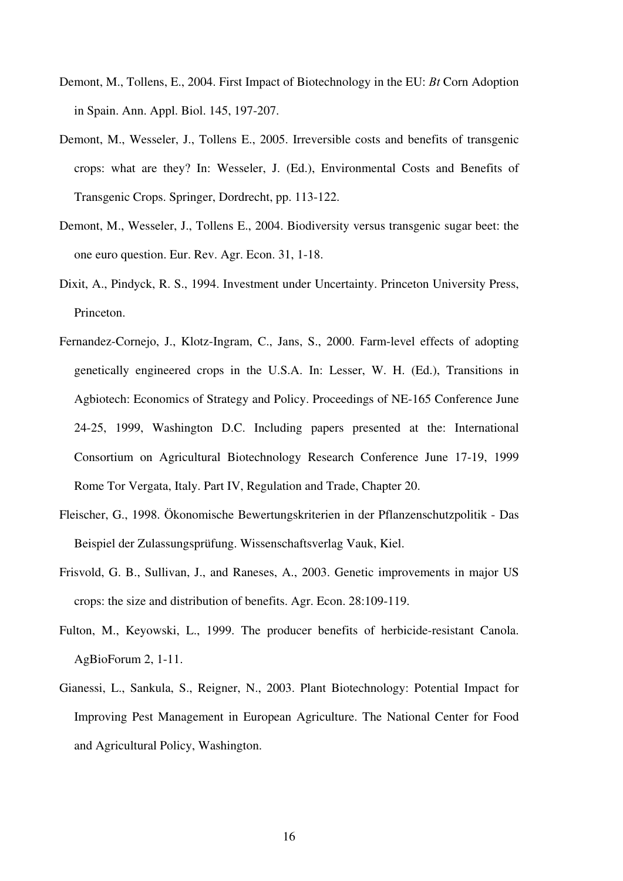Demont, M., Tollens, E., 2004. First Impact of Biotechnology in the EU: *Bt* Corn Adoption in Spain. Ann. Appl. Biol. 145, 197-207.

Demont, M., Wesseler, J., Tollens E., 2005. Irreversible costs and benefits of transgenic crops: what are they? In: Wesseler, J. (Ed.), Environmental Costs and Benefits of Transgenic Crops. Springer, Dordrecht, pp. 113-122.

Demont, M., Wesseler, J., Tollens E., 2004. Biodiversity versus transgenic sugar beet: the one euro question. Eur. Rev. Agr. Econ. 31, 1-18.

Dixit, A., Pindyck, R. S., 1994. Investment under Uncertainty. Princeton University Press, Princeton.

Fernandez-Cornejo, J., Klotz-Ingram, C., Jans, S., 2000. Farm-level effects of adopting genetically engineered crops in the U.S.A. In: Lesser, W. H. (Ed.), Transitions in Agbiotech: Economics of Strategy and Policy. Proceedings of NE-165 Conference June 24-25, 1999, Washington D.C. Including papers presented at the: International Consortium on Agricultural Biotechnology Research Conference June 17-19, 1999 Rome Tor Vergata, Italy. Part IV, Regulation and Trade, Chapter 20.

Fleischer, G., 1998. Ökonomische Bewertungskriterien in der Pflanzenschutzpolitik - Das Beispiel der Zulassungsprüfung. Wissenschaftsverlag Vauk, Kiel.

Frisvold, G. B., Sullivan, J., and Raneses, A., 2003. Genetic improvements in major US crops: the size and distribution of benefits. Agr. Econ. 28:109-119.

Fulton, M., Keyowski, L., 1999. The producer benefits of herbicide-resistant Canola. AgBioForum 2, 1-11.

Gianessi, L., Sankula, S., Reigner, N., 2003. Plant Biotechnology: Potential Impact for Improving Pest Management in European Agriculture. The National Center for Food and Agricultural Policy, Washington.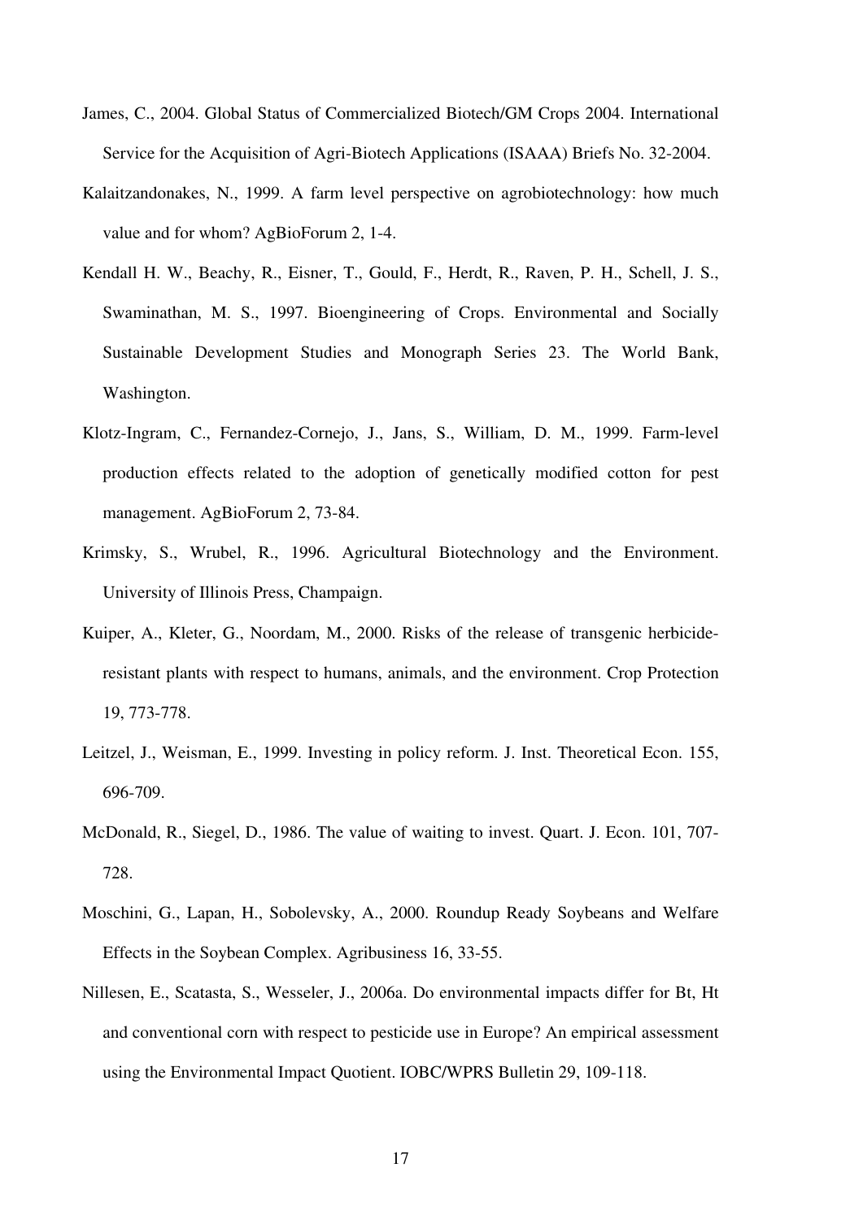James, C., 2004. Global Status of Commercialized Biotech/GM Crops 2004. International Service for the Acquisition of Agri-Biotech Applications (ISAAA) Briefs No. 32-2004.

Kalaitzandonakes, N., 1999. A farm level perspective on agrobiotechnology: how much value and for whom? AgBioForum 2, 1-4.

Kendall H. W., Beachy, R., Eisner, T., Gould, F., Herdt, R., Raven, P. H., Schell, J. S., Swaminathan, M. S., 1997. Bioengineering of Crops. Environmental and Socially Sustainable Development Studies and Monograph Series 23. The World Bank, Washington.

Klotz-Ingram, C., Fernandez-Cornejo, J., Jans, S., William, D. M., 1999. Farm-level production effects related to the adoption of genetically modified cotton for pest management. AgBioForum 2, 73-84.

Krimsky, S., Wrubel, R., 1996. Agricultural Biotechnology and the Environment. University of Illinois Press, Champaign.

Kuiper, A., Kleter, G., Noordam, M., 2000. Risks of the release of transgenic herbicide-resistant plants with respect to humans, animals, and the environment. Crop Protection 19, 773-778.

Leitzel, J., Weisman, E., 1999. Investing in policy reform. J. Inst. Theoretical Econ. 155, 696-709.

McDonald, R., Siegel, D., 1986. The value of waiting to invest. Quart. J. Econ. 101, 707-728.

Moschini, G., Lapan, H., Sobolevsky, A., 2000. Roundup Ready Soybeans and Welfare Effects in the Soybean Complex. Agribusiness 16, 33-55.

Nillesen, E., Scatasta, S., Wesseler, J., 2006a. Do environmental impacts differ for Bt, Ht and conventional corn with respect to pesticide use in Europe? An empirical assessment using the Environmental Impact Quotient. IOBC/WPRS Bulletin 29, 109-118.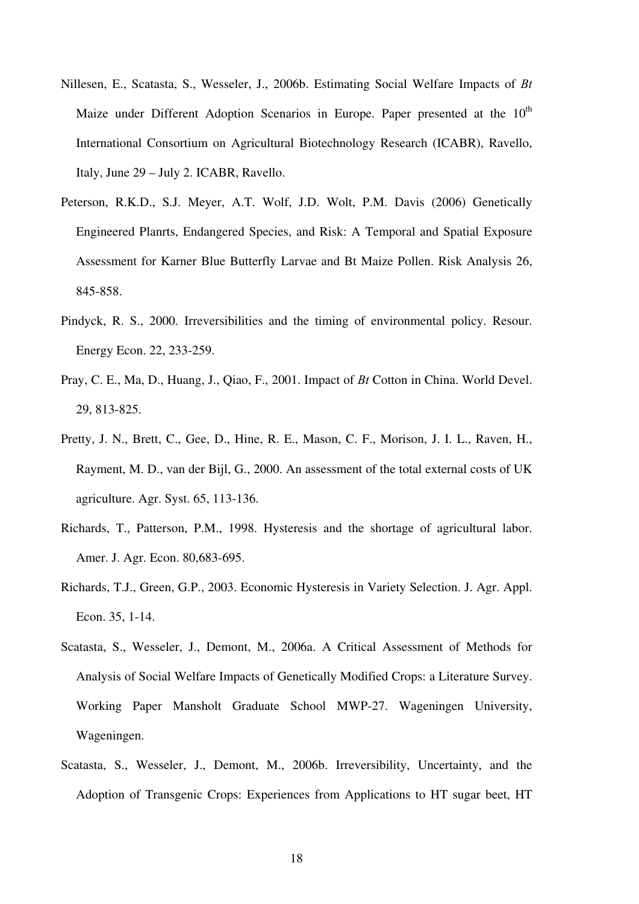Nillesen, E., Scatasta, S., Wesseler, J., 2006b. Estimating Social Welfare Impacts of *Bt* Maize under Different Adoption Scenarios in Europe. Paper presented at the 10[th] International Consortium on Agricultural Biotechnology Research (ICABR), Ravello, Italy, June 29 – July 2. ICABR, Ravello.

Peterson, R.K.D., S.J. Meyer, A.T. Wolf, J.D. Wolt, P.M. Davis (2006) Genetically Engineered Planrts, Endangered Species, and Risk: A Temporal and Spatial Exposure Assessment for Karner Blue Butterfly Larvae and Bt Maize Pollen. Risk Analysis 26, 845-858.

Pindyck, R. S., 2000. Irreversibilities and the timing of environmental policy. Resour. Energy Econ. 22, 233-259.

Pray, C. E., Ma, D., Huang, J., Qiao, F., 2001. Impact of *Bt* Cotton in China. World Devel. 29, 813-825.

Pretty, J. N., Brett, C., Gee, D., Hine, R. E., Mason, C. F., Morison, J. I. L., Raven, H., Rayment, M. D., van der Bijl, G., 2000. An assessment of the total external costs of UK agriculture. Agr. Syst. 65, 113-136.

Richards, T., Patterson, P.M., 1998. Hysteresis and the shortage of agricultural labor. Amer. J. Agr. Econ. 80,683-695.

Richards, T.J., Green, G.P., 2003. Economic Hysteresis in Variety Selection. J. Agr. Appl. Econ. 35, 1-14.

Scatasta, S., Wesseler, J., Demont, M., 2006a. A Critical Assessment of Methods for Analysis of Social Welfare Impacts of Genetically Modified Crops: a Literature Survey. Working Paper Mansholt Graduate School MWP-27. Wageningen University, Wageningen.

Scatasta, S., Wesseler, J., Demont, M., 2006b. Irreversibility, Uncertainty, and the Adoption of Transgenic Crops: Experiences from Applications to HT sugar beet, HT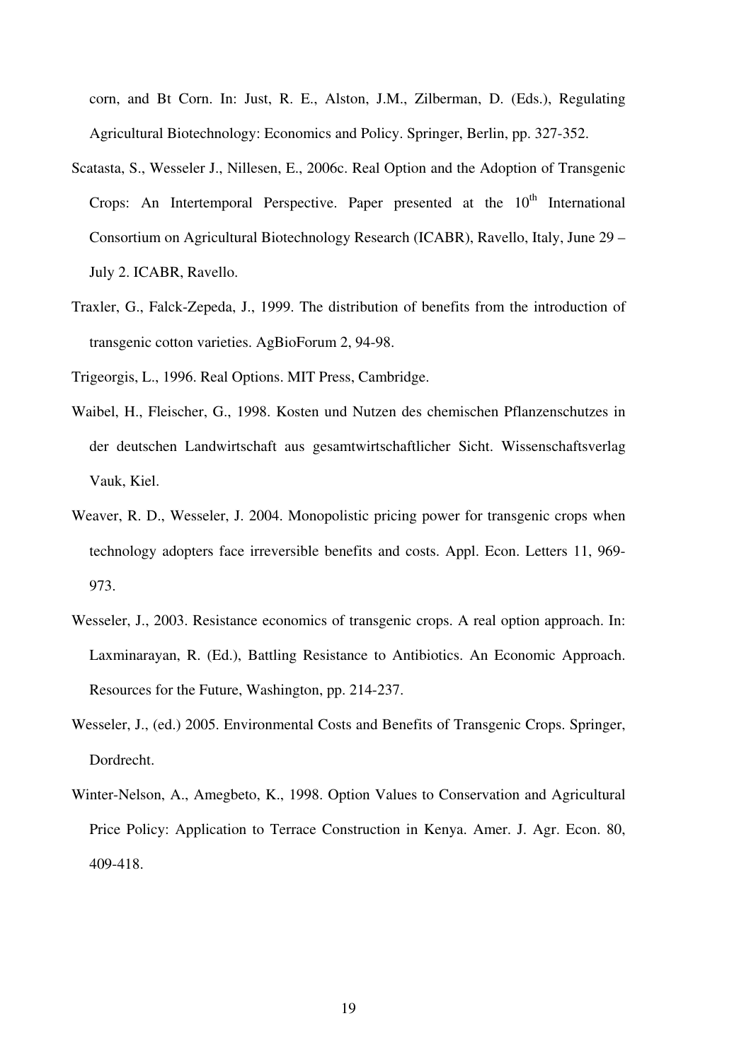corn, and Bt Corn. In: Just, R. E., Alston, J.M., Zilberman, D. (Eds.), Regulating Agricultural Biotechnology: Economics and Policy. Springer, Berlin, pp. 327-352.

Scatasta, S., Wesseler J., Nillesen, E., 2006c. Real Option and the Adoption of Transgenic Crops: An Intertemporal Perspective. Paper presented at the 10th International Consortium on Agricultural Biotechnology Research (ICABR), Ravello, Italy, June 29 – July 2. ICABR, Ravello.

Traxler, G., Falck-Zepeda, J., 1999. The distribution of benefits from the introduction of transgenic cotton varieties. AgBioForum 2, 94-98.

Trigeorgis, L., 1996. Real Options. MIT Press, Cambridge.

Waibel, H., Fleischer, G., 1998. Kosten und Nutzen des chemischen Pflanzenschutzes in der deutschen Landwirtschaft aus gesamtwirtschaftlicher Sicht. Wissenschaftsverlag Vauk, Kiel.

Weaver, R. D., Wesseler, J. 2004. Monopolistic pricing power for transgenic crops when technology adopters face irreversible benefits and costs. Appl. Econ. Letters 11, 969-973.

Wesseler, J., 2003. Resistance economics of transgenic crops. A real option approach. In: Laxminarayan, R. (Ed.), Battling Resistance to Antibiotics. An Economic Approach. Resources for the Future, Washington, pp. 214-237.

Wesseler, J., (ed.) 2005. Environmental Costs and Benefits of Transgenic Crops. Springer, Dordrecht.

Winter-Nelson, A., Amegbeto, K., 1998. Option Values to Conservation and Agricultural Price Policy: Application to Terrace Construction in Kenya. Amer. J. Agr. Econ. 80, 409-418.